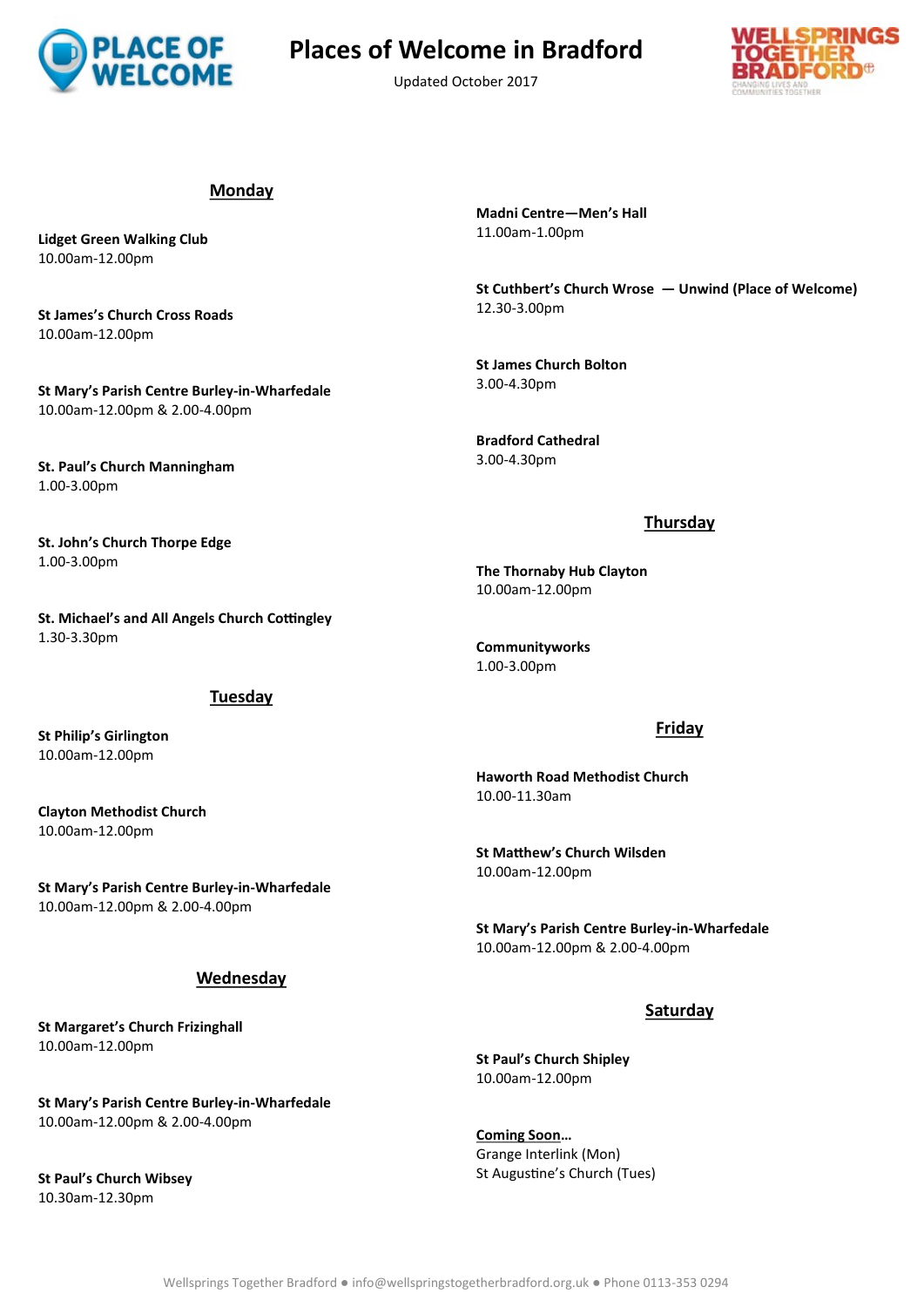# Places of Welcome in Bradford

Updated October 2017

## Monday

**Lidget Green Walking Club**
10.00am-12.00pm

**St James's Church Cross Roads**
10.00am-12.00pm

**St Mary's Parish Centre Burley-in-Wharfedale**
10.00am-12.00pm & 2.00-4.00pm

**St. Paul's Church Manningham**
1.00-3.00pm

**St. John's Church Thorpe Edge**
1.00-3.00pm

**St. Michael's and All Angels Church Cottingley**
1.30-3.30pm

## Tuesday

**St Philip's Girlington**
10.00am-12.00pm

**Clayton Methodist Church**
10.00am-12.00pm

**St Mary's Parish Centre Burley-in-Wharfedale**
10.00am-12.00pm & 2.00-4.00pm

## Wednesday

**St Margaret's Church Frizinghall**
10.00am-12.00pm

**St Mary's Parish Centre Burley-in-Wharfedale**
10.00am-12.00pm & 2.00-4.00pm

**St Paul's Church Wibsey**
10.30am-12.30pm

**Madni Centre—Men's Hall**
11.00am-1.00pm

**St Cuthbert's Church Wrose — Unwind (Place of Welcome)**
12.30-3.00pm

**St James Church Bolton**
3.00-4.30pm

**Bradford Cathedral**
3.00-4.30pm

## Thursday

**The Thornaby Hub Clayton**
10.00am-12.00pm

**Communityworks**
1.00-3.00pm

## Friday

**Haworth Road Methodist Church**
10.00-11.30am

**St Matthew's Church Wilsden**
10.00am-12.00pm

**St Mary's Parish Centre Burley-in-Wharfedale**
10.00am-12.00pm & 2.00-4.00pm

## Saturday

**St Paul's Church Shipley**
10.00am-12.00pm

**Coming Soon…**
Grange Interlink (Mon)
St Augustine's Church (Tues)

Wellsprings Together Bradford ● info@wellspringstogetherbradford.org.uk ● Phone 0113-353 0294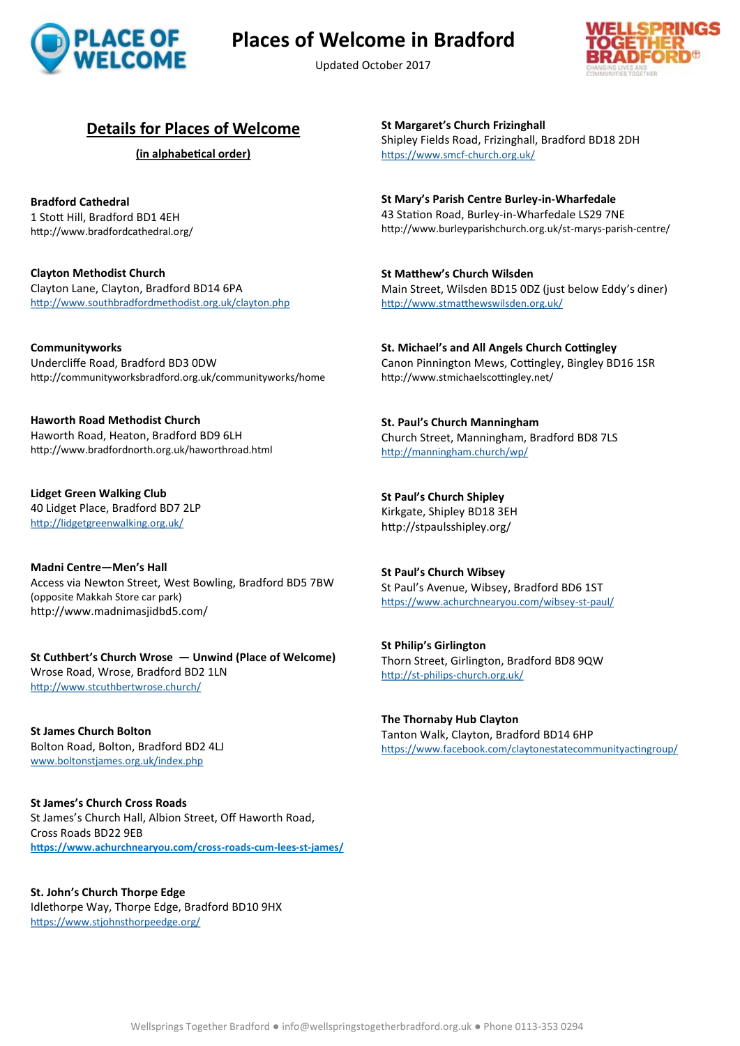# Places of Welcome in Bradford

Updated October 2017

## Details for Places of Welcome

**(in alphabetical order)**

**Bradford Cathedral**
1 Stott Hill, Bradford BD1 4EH
http://www.bradfordcathedral.org/

**Clayton Methodist Church**
Clayton Lane, Clayton, Bradford BD14 6PA
http://www.southbradfordmethodist.org.uk/clayton.php

**Communityworks**
Undercliffe Road, Bradford BD3 0DW
http://communityworksbradford.org.uk/communityworks/home

**Haworth Road Methodist Church**
Haworth Road, Heaton, Bradford BD9 6LH
http://www.bradfordnorth.org.uk/haworthroad.html

**Lidget Green Walking Club**
40 Lidget Place, Bradford BD7 2LP
http://lidgetgreenwalking.org.uk/

**Madni Centre—Men's Hall**
Access via Newton Street, West Bowling, Bradford BD5 7BW
(opposite Makkah Store car park)
http://www.madnimasjidbd5.com/

**St Cuthbert's Church Wrose — Unwind (Place of Welcome)**
Wrose Road, Wrose, Bradford BD2 1LN
http://www.stcuthbertwrose.church/

**St James Church Bolton**
Bolton Road, Bolton, Bradford BD2 4LJ
www.boltonstjames.org.uk/index.php

**St James's Church Cross Roads**
St James's Church Hall, Albion Street, Off Haworth Road,
Cross Roads BD22 9EB
**https://www.achurchnearyou.com/cross-roads-cum-lees-st-james/**

**St. John's Church Thorpe Edge**
Idlethorpe Way, Thorpe Edge, Bradford BD10 9HX
https://www.stjohnsthorpeedge.org/

**St Margaret's Church Frizinghall**
Shipley Fields Road, Frizinghall, Bradford BD18 2DH
https://www.smcf-church.org.uk/

**St Mary's Parish Centre Burley-in-Wharfedale**
43 Station Road, Burley-in-Wharfedale LS29 7NE
http://www.burleyparishchurch.org.uk/st-marys-parish-centre/

**St Matthew's Church Wilsden**
Main Street, Wilsden BD15 0DZ (just below Eddy's diner)
http://www.stmatthewswilsden.org.uk/

**St. Michael's and All Angels Church Cottingley**
Canon Pinnington Mews, Cottingley, Bingley BD16 1SR
http://www.stmichaelscottingley.net/

**St. Paul's Church Manningham**
Church Street, Manningham, Bradford BD8 7LS
http://manningham.church/wp/

**St Paul's Church Shipley**
Kirkgate, Shipley BD18 3EH
http://stpaulsshipley.org/

**St Paul's Church Wibsey**
St Paul's Avenue, Wibsey, Bradford BD6 1ST
https://www.achurchnearyou.com/wibsey-st-paul/

**St Philip's Girlington**
Thorn Street, Girlington, Bradford BD8 9QW
http://st-philips-church.org.uk/

**The Thornaby Hub Clayton**
Tanton Walk, Clayton, Bradford BD14 6HP
https://www.facebook.com/claytonestatecommunityactinggroup/

Wellsprings Together Bradford ● info@wellspringstogetherbradford.org.uk ● Phone 0113-353 0294